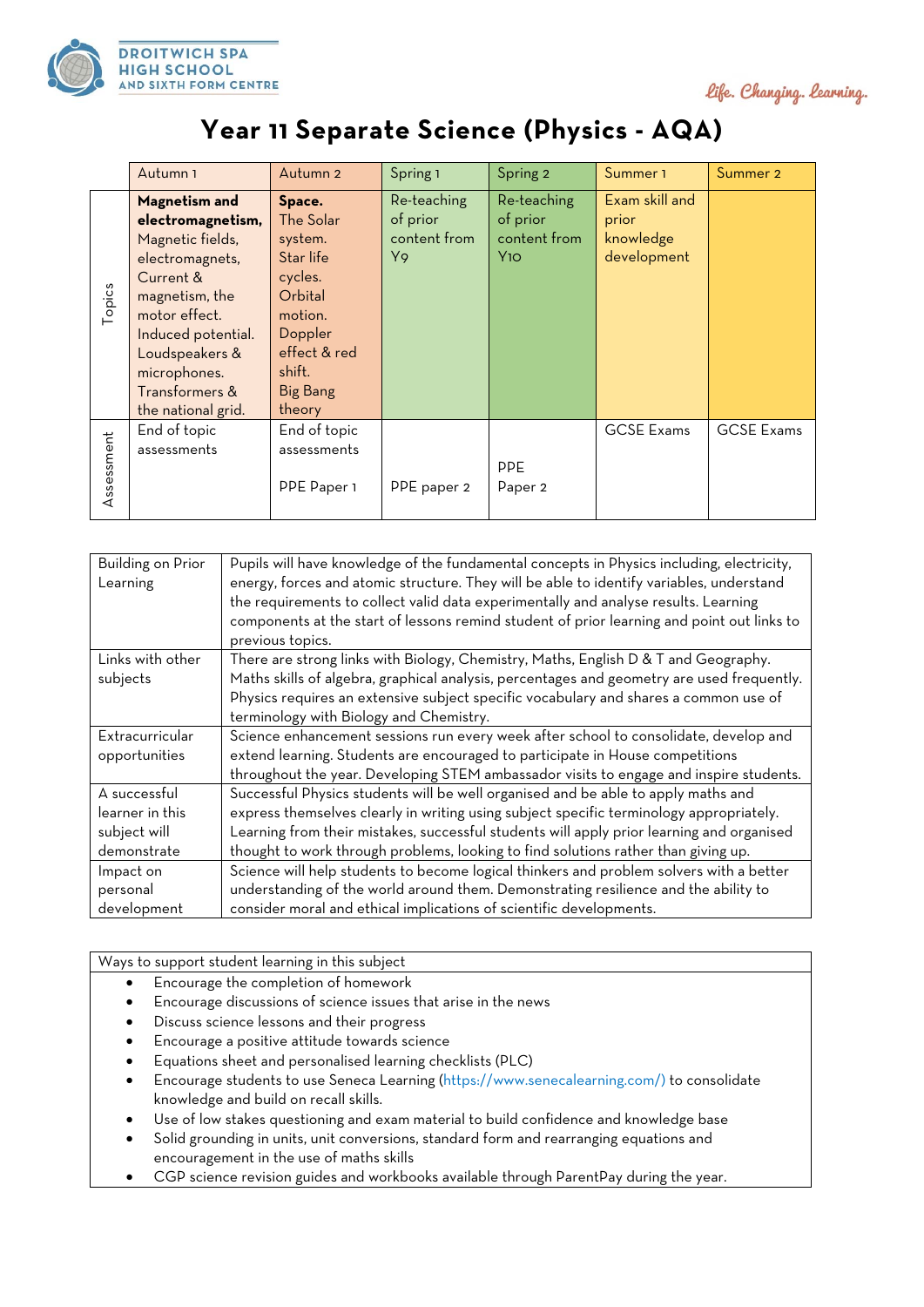DROITWICH SPA HIGH SCHOOL AND SIXTH FORM CENTRE

*Life. Changing. Learning.*

# Year 11 Separate Science (Physics - AQA)

| | Autumn 1 | Autumn 2 | Spring 1 | Spring 2 | Summer 1 | Summer 2 |
|---|---|---|---|---|---|---|
| Topics | **Magnetism and electromagnetism,** Magnetic fields, electromagnets, Current & magnetism, the motor effect. Induced potential. Loudspeakers & microphones. Transformers & the national grid. | **Space.** The Solar system. Star life cycles. Orbital motion. Doppler effect & red shift. Big Bang theory | Re-teaching of prior content from Y9 | Re-teaching of prior content from Y10 | Exam skill and prior knowledge development | |
| Assessment | End of topic assessments | End of topic assessments<br><br>PPE Paper 1 | PPE paper 2 | PPE Paper 2 | GCSE Exams | GCSE Exams |

| | |
|---|---|
| Building on Prior Learning | Pupils will have knowledge of the fundamental concepts in Physics including, electricity, energy, forces and atomic structure. They will be able to identify variables, understand the requirements to collect valid data experimentally and analyse results. Learning components at the start of lessons remind student of prior learning and point out links to previous topics. |
| Links with other subjects | There are strong links with Biology, Chemistry, Maths, English D & T and Geography. Maths skills of algebra, graphical analysis, percentages and geometry are used frequently. Physics requires an extensive subject specific vocabulary and shares a common use of terminology with Biology and Chemistry. |
| Extracurricular opportunities | Science enhancement sessions run every week after school to consolidate, develop and extend learning. Students are encouraged to participate in House competitions throughout the year. Developing STEM ambassador visits to engage and inspire students. |
| A successful learner in this subject will demonstrate | Successful Physics students will be well organised and be able to apply maths and express themselves clearly in writing using subject specific terminology appropriately. Learning from their mistakes, successful students will apply prior learning and organised thought to work through problems, looking to find solutions rather than giving up. |
| Impact on personal development | Science will help students to become logical thinkers and problem solvers with a better understanding of the world around them. Demonstrating resilience and the ability to consider moral and ethical implications of scientific developments. |

Ways to support student learning in this subject

- Encourage the completion of homework
- Encourage discussions of science issues that arise in the news
- Discuss science lessons and their progress
- Encourage a positive attitude towards science
- Equations sheet and personalised learning checklists (PLC)
- Encourage students to use Seneca Learning (https://www.senecalearning.com/) to consolidate knowledge and build on recall skills.
- Use of low stakes questioning and exam material to build confidence and knowledge base
- Solid grounding in units, unit conversions, standard form and rearranging equations and encouragement in the use of maths skills
- CGP science revision guides and workbooks available through ParentPay during the year.